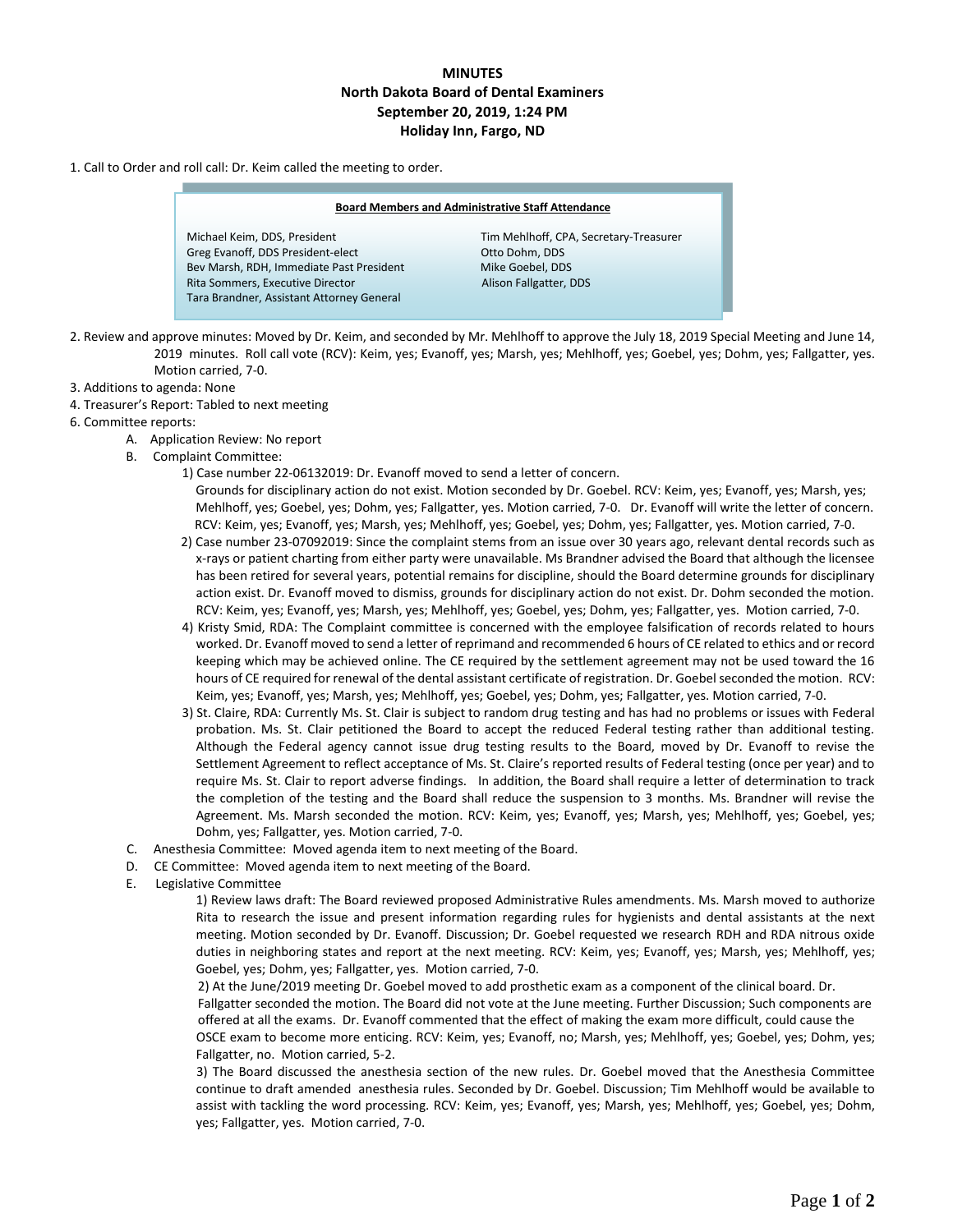# MINUTES
## North Dakota Board of Dental Examiners
## September 20, 2019, 1:24 PM
## Holiday Inn, Fargo, ND

1. Call to Order and roll call: Dr. Keim called the meeting to order.

**Board Members and Administrative Staff Attendance**

| | |
|---|---|
| Michael Keim, DDS, President | Tim Mehlhoff, CPA, Secretary-Treasurer |
| Greg Evanoff, DDS President-elect | Otto Dohm, DDS |
| Bev Marsh, RDH, Immediate Past President | Mike Goebel, DDS |
| Rita Sommers, Executive Director | Alison Fallgatter, DDS |
| Tara Brandner, Assistant Attorney General | |

2. Review and approve minutes: Moved by Dr. Keim, and seconded by Mr. Mehlhoff to approve the July 18, 2019 Special Meeting and June 14, 2019 minutes. Roll call vote (RCV): Keim, yes; Evanoff, yes; Marsh, yes; Mehlhoff, yes; Goebel, yes; Dohm, yes; Fallgatter, yes. Motion carried, 7-0.
3. Additions to agenda: None
4. Treasurer's Report: Tabled to next meeting
6. Committee reports:
   - A. Application Review: No report
   - B. Complaint Committee:
     1) Case number 22-06132019: Dr. Evanoff moved to send a letter of concern. Grounds for disciplinary action do not exist. Motion seconded by Dr. Goebel. RCV: Keim, yes; Evanoff, yes; Marsh, yes; Mehlhoff, yes; Goebel, yes; Dohm, yes; Fallgatter, yes. Motion carried, 7-0. Dr. Evanoff will write the letter of concern. RCV: Keim, yes; Evanoff, yes; Marsh, yes; Mehlhoff, yes; Goebel, yes; Dohm, yes; Fallgatter, yes. Motion carried, 7-0.
     2) Case number 23-07092019: Since the complaint stems from an issue over 30 years ago, relevant dental records such as x-rays or patient charting from either party were unavailable. Ms Brandner advised the Board that although the licensee has been retired for several years, potential remains for discipline, should the Board determine grounds for disciplinary action exist. Dr. Evanoff moved to dismiss, grounds for disciplinary action do not exist. Dr. Dohm seconded the motion. RCV: Keim, yes; Evanoff, yes; Marsh, yes; Mehlhoff, yes; Goebel, yes; Dohm, yes; Fallgatter, yes. Motion carried, 7-0.
     4) Kristy Smid, RDA: The Complaint committee is concerned with the employee falsification of records related to hours worked. Dr. Evanoff moved to send a letter of reprimand and recommended 6 hours of CE related to ethics and or record keeping which may be achieved online. The CE required by the settlement agreement may not be used toward the 16 hours of CE required for renewal of the dental assistant certificate of registration. Dr. Goebel seconded the motion. RCV: Keim, yes; Evanoff, yes; Marsh, yes; Mehlhoff, yes; Goebel, yes; Dohm, yes; Fallgatter, yes. Motion carried, 7-0.
     3) St. Claire, RDA: Currently Ms. St. Clair is subject to random drug testing and has had no problems or issues with Federal probation. Ms. St. Clair petitioned the Board to accept the reduced Federal testing rather than additional testing. Although the Federal agency cannot issue drug testing results to the Board, moved by Dr. Evanoff to revise the Settlement Agreement to reflect acceptance of Ms. St. Claire's reported results of Federal testing (once per year) and to require Ms. St. Clair to report adverse findings. In addition, the Board shall require a letter of determination to track the completion of the testing and the Board shall reduce the suspension to 3 months. Ms. Brandner will revise the Agreement. Ms. Marsh seconded the motion. RCV: Keim, yes; Evanoff, yes; Marsh, yes; Mehlhoff, yes; Goebel, yes; Dohm, yes; Fallgatter, yes. Motion carried, 7-0.
   - C. Anesthesia Committee: Moved agenda item to next meeting of the Board.
   - D. CE Committee: Moved agenda item to next meeting of the Board.
   - E. Legislative Committee
     1) Review laws draft: The Board reviewed proposed Administrative Rules amendments. Ms. Marsh moved to authorize Rita to research the issue and present information regarding rules for hygienists and dental assistants at the next meeting. Motion seconded by Dr. Evanoff. Discussion; Dr. Goebel requested we research RDH and RDA nitrous oxide duties in neighboring states and report at the next meeting. RCV: Keim, yes; Evanoff, yes; Marsh, yes; Mehlhoff, yes; Goebel, yes; Dohm, yes; Fallgatter, yes. Motion carried, 7-0.
     2) At the June/2019 meeting Dr. Goebel moved to add prosthetic exam as a component of the clinical board. Dr. Fallgatter seconded the motion. The Board did not vote at the June meeting. Further Discussion; Such components are offered at all the exams. Dr. Evanoff commented that the effect of making the exam more difficult, could cause the OSCE exam to become more enticing. RCV: Keim, yes; Evanoff, no; Marsh, yes; Mehlhoff, yes; Goebel, yes; Dohm, yes; Fallgatter, no. Motion carried, 5-2.
     3) The Board discussed the anesthesia section of the new rules. Dr. Goebel moved that the Anesthesia Committee continue to draft amended anesthesia rules. Seconded by Dr. Goebel. Discussion; Tim Mehlhoff would be available to assist with tackling the word processing. RCV: Keim, yes; Evanoff, yes; Marsh, yes; Mehlhoff, yes; Goebel, yes; Dohm, yes; Fallgatter, yes. Motion carried, 7-0.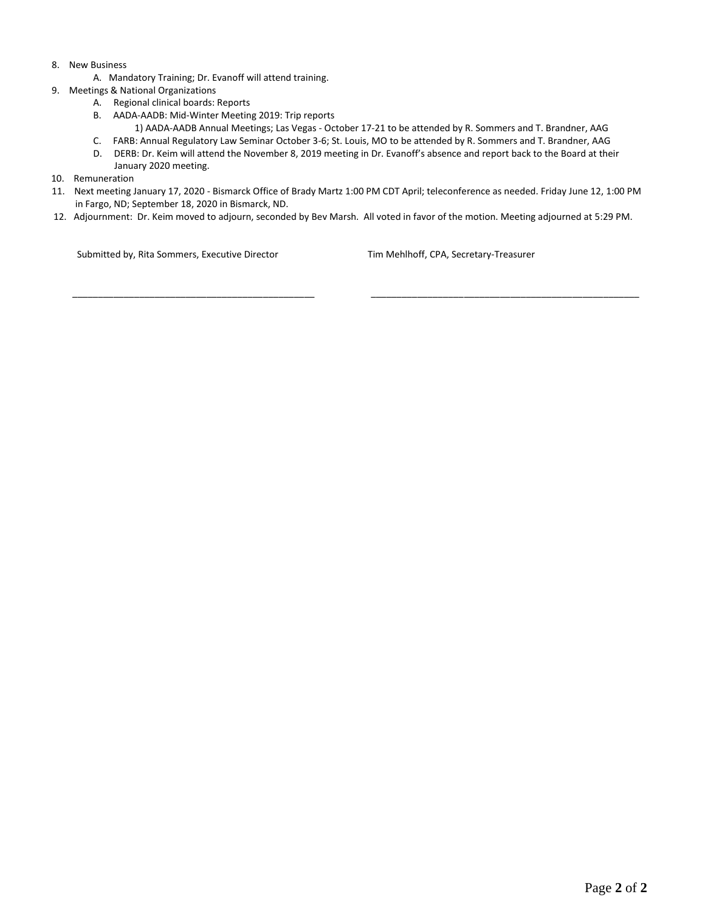8. New Business
   - A. Mandatory Training; Dr. Evanoff will attend training.
9. Meetings & National Organizations
   - A. Regional clinical boards: Reports
   - B. AADA-AADB: Mid-Winter Meeting 2019: Trip reports
     - 1) AADA-AADB Annual Meetings; Las Vegas - October 17-21 to be attended by R. Sommers and T. Brandner, AAG
   - C. FARB: Annual Regulatory Law Seminar October 3-6; St. Louis, MO to be attended by R. Sommers and T. Brandner, AAG
   - D. DERB: Dr. Keim will attend the November 8, 2019 meeting in Dr. Evanoff's absence and report back to the Board at their January 2020 meeting.
10. Remuneration
11. Next meeting January 17, 2020 - Bismarck Office of Brady Martz 1:00 PM CDT April; teleconference as needed. Friday June 12, 1:00 PM in Fargo, ND; September 18, 2020 in Bismarck, ND.
12. Adjournment: Dr. Keim moved to adjourn, seconded by Bev Marsh. All voted in favor of the motion. Meeting adjourned at 5:29 PM.

Submitted by, Rita Sommers, Executive Director

Tim Mehlhoff, CPA, Secretary-Treasurer

_______________________________________________

_______________________________________________